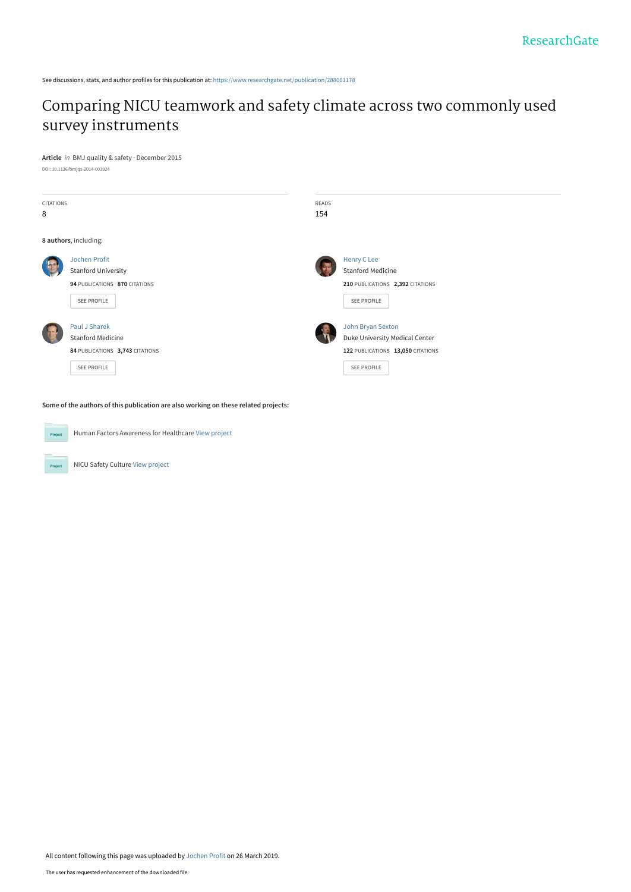See discussions, stats, and author profiles for this publication at: https://www.researchgate.net/publication/288001178

# Comparing NICU teamwork and safety climate across two commonly used survey instruments

**Article** *in* BMJ quality & safety · December 2015

DOI: 10.1136/bmjqs-2014-003924

| CITATIONS | READS |
| --- | --- |
| 8 | 154 |

**8 authors**, including:

**Jochen Profit**
Stanford University
94 PUBLICATIONS 870 CITATIONS
SEE PROFILE

**Henry C Lee**
Stanford Medicine
210 PUBLICATIONS 2,392 CITATIONS
SEE PROFILE

**Paul J Sharek**
Stanford Medicine
84 PUBLICATIONS 3,743 CITATIONS
SEE PROFILE

**John Bryan Sexton**
Duke University Medical Center
122 PUBLICATIONS 13,050 CITATIONS
SEE PROFILE

**Some of the authors of this publication are also working on these related projects:**

- Human Factors Awareness for Healthcare View project
- NICU Safety Culture View project

All content following this page was uploaded by Jochen Profit on 26 March 2019.

The user has requested enhancement of the downloaded file.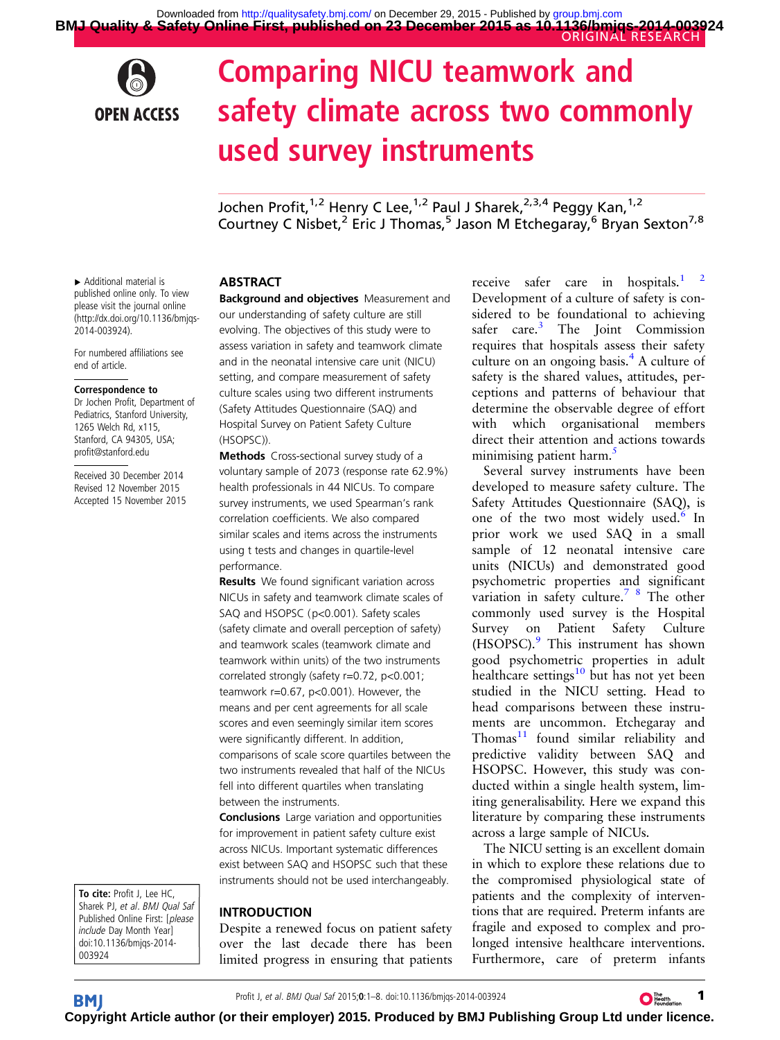# Comparing NICU teamwork and safety climate across two commonly used survey instruments

Jochen Profit,[1,2] Henry C Lee,[1,2] Paul J Sharek,[2,3,4] Peggy Kan,[1,2] Courtney C Nisbet,[2] Eric J Thomas,[5] Jason M Etchegaray,[6] Bryan Sexton[7,8]

► Additional material is published online only. To view please visit the journal online (http://dx.doi.org/10.1136/bmjqs-2014-003924).

For numbered affiliations see end of article.

**Correspondence to**
Dr Jochen Profit, Department of Pediatrics, Stanford University, 1265 Welch Rd, x115, Stanford, CA 94305, USA; profit@stanford.edu

Received 30 December 2014
Revised 12 November 2015
Accepted 15 November 2015

## ABSTRACT

**Background and objectives** Measurement and our understanding of safety culture are still evolving. The objectives of this study were to assess variation in safety and teamwork climate and in the neonatal intensive care unit (NICU) setting, and compare measurement of safety culture scales using two different instruments (Safety Attitudes Questionnaire (SAQ) and Hospital Survey on Patient Safety Culture (HSOPSC)).

**Methods** Cross-sectional survey study of a voluntary sample of 2073 (response rate 62.9%) health professionals in 44 NICUs. To compare survey instruments, we used Spearman's rank correlation coefficients. We also compared similar scales and items across the instruments using t tests and changes in quartile-level performance.

**Results** We found significant variation across NICUs in safety and teamwork climate scales of SAQ and HSOPSC ($p<0.001$). Safety scales (safety climate and overall perception of safety) and teamwork scales (teamwork climate and teamwork within units) of the two instruments correlated strongly (safety $r=0.72$, $p<0.001$; teamwork $r=0.67$, $p<0.001$). However, the means and per cent agreements for all scale scores and even seemingly similar item scores were significantly different. In addition, comparisons of scale score quartiles between the two instruments revealed that half of the NICUs fell into different quartiles when translating between the instruments.

**Conclusions** Large variation and opportunities for improvement in patient safety culture exist across NICUs. Important systematic differences exist between SAQ and HSOPSC such that these instruments should not be used interchangeably.

**To cite:** Profit J, Lee HC, Sharek PJ, *et al*. *BMJ Qual Saf* Published Online First: [*please include* Day Month Year] doi:10.1136/bmjqs-2014-003924

## INTRODUCTION

Despite a renewed focus on patient safety over the last decade there has been limited progress in ensuring that patients receive safer care in hospitals.[1,2] Development of a culture of safety is considered to be foundational to achieving safer care.[3] The Joint Commission requires that hospitals assess their safety culture on an ongoing basis.[4] A culture of safety is the shared values, attitudes, perceptions and patterns of behaviour that determine the observable degree of effort with which organisational members direct their attention and actions towards minimising patient harm.[5]

Several survey instruments have been developed to measure safety culture. The Safety Attitudes Questionnaire (SAQ), is one of the two most widely used.[6] In prior work we used SAQ in a small sample of 12 neonatal intensive care units (NICUs) and demonstrated good psychometric properties and significant variation in safety culture.[7,8] The other commonly used survey is the Hospital Survey on Patient Safety Culture (HSOPSC).[9] This instrument has shown good psychometric properties in adult healthcare settings[10] but has not yet been studied in the NICU setting. Head to head comparisons between these instruments are uncommon. Etchegaray and Thomas[11] found similar reliability and predictive validity between SAQ and HSOPSC. However, this study was conducted within a single health system, limiting generalisability. Here we expand this literature by comparing these instruments across a large sample of NICUs.

The NICU setting is an excellent domain in which to explore these relations due to the compromised physiological state of patients and the complexity of interventions that are required. Preterm infants are fragile and exposed to complex and prolonged intensive healthcare interventions. Furthermore, care of preterm infants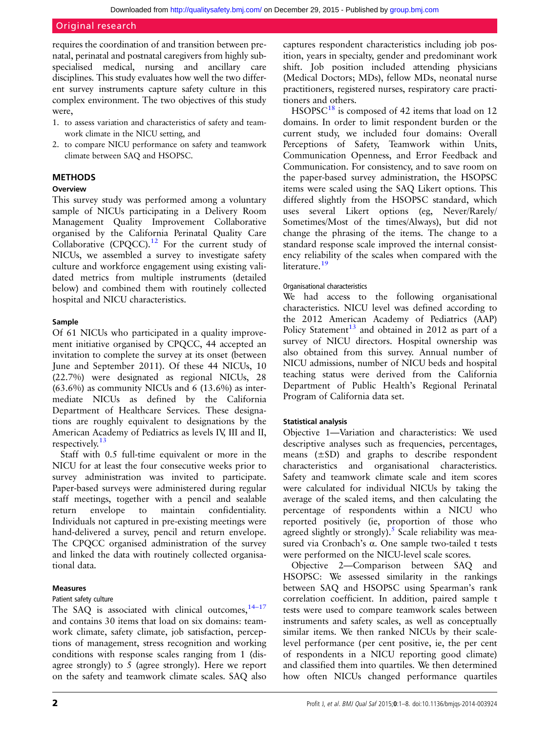requires the coordination of and transition between prenatal, perinatal and postnatal caregivers from highly subspecialised medical, nursing and ancillary care disciplines. This study evaluates how well the two different survey instruments capture safety culture in this complex environment. The two objectives of this study were,

1. to assess variation and characteristics of safety and teamwork climate in the NICU setting, and
2. to compare NICU performance on safety and teamwork climate between SAQ and HSOPSC.

## METHODS

### Overview

This survey study was performed among a voluntary sample of NICUs participating in a Delivery Room Management Quality Improvement Collaborative organised by the California Perinatal Quality Care Collaborative (CPQCC).[12] For the current study of NICUs, we assembled a survey to investigate safety culture and workforce engagement using existing validated metrics from multiple instruments (detailed below) and combined them with routinely collected hospital and NICU characteristics.

### Sample

Of 61 NICUs who participated in a quality improvement initiative organised by CPQCC, 44 accepted an invitation to complete the survey at its onset (between June and September 2011). Of these 44 NICUs, 10 (22.7%) were designated as regional NICUs, 28 (63.6%) as community NICUs and 6 (13.6%) as intermediate NICUs as defined by the California Department of Healthcare Services. These designations are roughly equivalent to designations by the American Academy of Pediatrics as levels IV, III and II, respectively.[13]

Staff with 0.5 full-time equivalent or more in the NICU for at least the four consecutive weeks prior to survey administration was invited to participate. Paper-based surveys were administered during regular staff meetings, together with a pencil and sealable return envelope to maintain confidentiality. Individuals not captured in pre-existing meetings were hand-delivered a survey, pencil and return envelope. The CPQCC organised administration of the survey and linked the data with routinely collected organisational data.

### Measures

#### Patient safety culture

The SAQ is associated with clinical outcomes,[14–17] and contains 30 items that load on six domains: teamwork climate, safety climate, job satisfaction, perceptions of management, stress recognition and working conditions with response scales ranging from 1 (disagree strongly) to 5 (agree strongly). Here we report on the safety and teamwork climate scales. SAQ also captures respondent characteristics including job position, years in specialty, gender and predominant work shift. Job position included attending physicians (Medical Doctors; MDs), fellow MDs, neonatal nurse practitioners, registered nurses, respiratory care practitioners and others.

HSOPSC[18] is composed of 42 items that load on 12 domains. In order to limit respondent burden or the current study, we included four domains: Overall Perceptions of Safety, Teamwork within Units, Communication Openness, and Error Feedback and Communication. For consistency, and to save room on the paper-based survey administration, the HSOPSC items were scaled using the SAQ Likert options. This differed slightly from the HSOPSC standard, which uses several Likert options (eg, Never/Rarely/Sometimes/Most of the times/Always), but did not change the phrasing of the items. The change to a standard response scale improved the internal consistency reliability of the scales when compared with the literature.[19]

#### Organisational characteristics

We had access to the following organisational characteristics. NICU level was defined according to the 2012 American Academy of Pediatrics (AAP) Policy Statement[13] and obtained in 2012 as part of a survey of NICU directors. Hospital ownership was also obtained from this survey. Annual number of NICU admissions, number of NICU beds and hospital teaching status were derived from the California Department of Public Health's Regional Perinatal Program of California data set.

### Statistical analysis

Objective 1—Variation and characteristics: We used descriptive analyses such as frequencies, percentages, means (±SD) and graphs to describe respondent characteristics and organisational characteristics. Safety and teamwork climate scale and item scores were calculated for individual NICUs by taking the average of the scaled items, and then calculating the percentage of respondents within a NICU who reported positively (ie, proportion of those who agreed slightly or strongly).[5] Scale reliability was measured via Cronbach's α. One sample two-tailed t tests were performed on the NICU-level scale scores.

Objective 2—Comparison between SAQ and HSOPSC: We assessed similarity in the rankings between SAQ and HSOPSC using Spearman's rank correlation coefficient. In addition, paired sample t tests were used to compare teamwork scales between instruments and safety scales, as well as conceptually similar items. We then ranked NICUs by their scale-level performance (per cent positive, ie, the per cent of respondents in a NICU reporting good climate) and classified them into quartiles. We then determined how often NICUs changed performance quartiles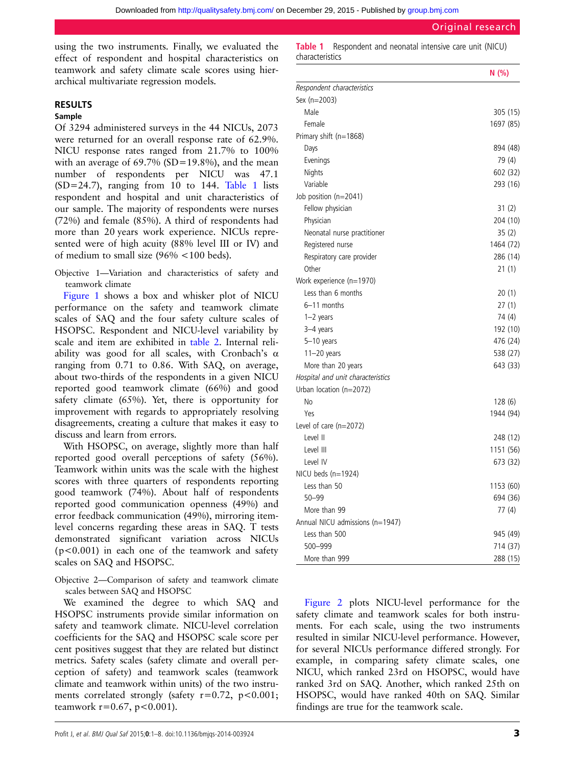using the two instruments. Finally, we evaluated the effect of respondent and hospital characteristics on teamwork and safety climate scale scores using hierarchical multivariate regression models.

## RESULTS

### Sample

Of 3294 administered surveys in the 44 NICUs, 2073 were returned for an overall response rate of 62.9%. NICU response rates ranged from 21.7% to 100% with an average of 69.7% (SD=19.8%), and the mean number of respondents per NICU was 47.1 (SD=24.7), ranging from 10 to 144. Table 1 lists respondent and hospital and unit characteristics of our sample. The majority of respondents were nurses (72%) and female (85%). A third of respondents had more than 20 years work experience. NICUs represented were of high acuity (88% level III or IV) and of medium to small size (96% <100 beds).

Objective 1—Variation and characteristics of safety and teamwork climate

Figure 1 shows a box and whisker plot of NICU performance on the safety and teamwork climate scales of SAQ and the four safety culture scales of HSOPSC. Respondent and NICU-level variability by scale and item are exhibited in table 2. Internal reliability was good for all scales, with Cronbach's α ranging from 0.71 to 0.86. With SAQ, on average, about two-thirds of the respondents in a given NICU reported good teamwork climate (66%) and good safety climate (65%). Yet, there is opportunity for improvement with regards to appropriately resolving disagreements, creating a culture that makes it easy to discuss and learn from errors.

With HSOPSC, on average, slightly more than half reported good overall perceptions of safety (56%). Teamwork within units was the scale with the highest scores with three quarters of respondents reporting good teamwork (74%). About half of respondents reported good communication openness (49%) and error feedback communication (49%), mirroring item-level concerns regarding these areas in SAQ. T tests demonstrated significant variation across NICUs ($p<0.001$) in each one of the teamwork and safety scales on SAQ and HSOPSC.

Objective 2—Comparison of safety and teamwork climate scales between SAQ and HSOPSC

We examined the degree to which SAQ and HSOPSC instruments provide similar information on safety and teamwork climate. NICU-level correlation coefficients for the SAQ and HSOPSC scale score per cent positives suggest that they are related but distinct metrics. Safety scales (safety climate and overall perception of safety) and teamwork scales (teamwork climate and teamwork within units) of the two instruments correlated strongly (safety $r=0.72$, $p<0.001$; teamwork $r=0.67$, $p<0.001$).

**Table 1** Respondent and neonatal intensive care unit (NICU) characteristics

| | N (%) |
|---|---|
| *Respondent characteristics* | |
| Sex (n=2003) | |
| Male | 305 (15) |
| Female | 1697 (85) |
| Primary shift (n=1868) | |
| Days | 894 (48) |
| Evenings | 79 (4) |
| Nights | 602 (32) |
| Variable | 293 (16) |
| Job position (n=2041) | |
| Fellow physician | 31 (2) |
| Physician | 204 (10) |
| Neonatal nurse practitioner | 35 (2) |
| Registered nurse | 1464 (72) |
| Respiratory care provider | 286 (14) |
| Other | 21 (1) |
| Work experience (n=1970) | |
| Less than 6 months | 20 (1) |
| 6–11 months | 27 (1) |
| 1–2 years | 74 (4) |
| 3–4 years | 192 (10) |
| 5–10 years | 476 (24) |
| 11–20 years | 538 (27) |
| More than 20 years | 643 (33) |
| *Hospital and unit characteristics* | |
| Urban location (n=2072) | |
| No | 128 (6) |
| Yes | 1944 (94) |
| Level of care (n=2072) | |
| Level II | 248 (12) |
| Level III | 1151 (56) |
| Level IV | 673 (32) |
| NICU beds (n=1924) | |
| Less than 50 | 1153 (60) |
| 50–99 | 694 (36) |
| More than 99 | 77 (4) |
| Annual NICU admissions (n=1947) | |
| Less than 500 | 945 (49) |
| 500–999 | 714 (37) |
| More than 999 | 288 (15) |

Figure 2 plots NICU-level performance for the safety climate and teamwork scales for both instruments. For each scale, using the two instruments resulted in similar NICU-level performance. However, for several NICUs performance differed strongly. For example, in comparing safety climate scales, one NICU, which ranked 23rd on HSOPSC, would have ranked 3rd on SAQ. Another, which ranked 25th on HSOPSC, would have ranked 40th on SAQ. Similar findings are true for the teamwork scale.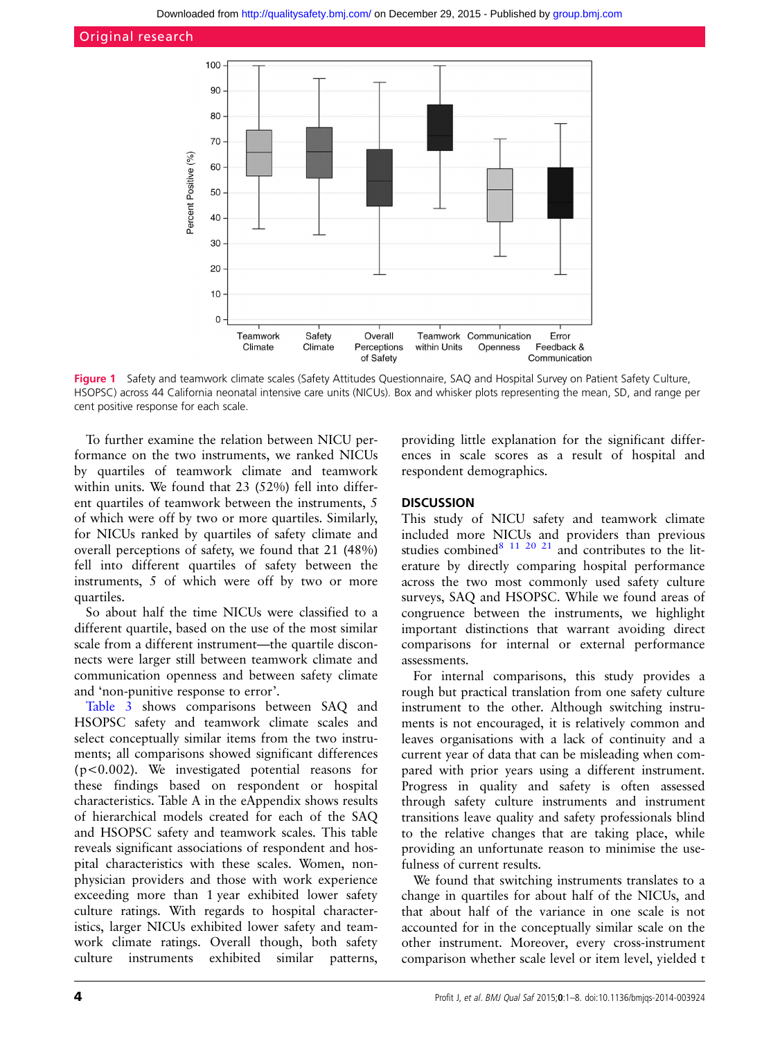100
90
80
70
60
50
40
30
20
10
0

Percent Positive (%)

Teamwork Climate
Safety Climate
Overall Perceptions of Safety
Teamwork within Units
Communication Openness
Error Feedback & Communication

**Figure 1** Safety and teamwork climate scales (Safety Attitudes Questionnaire, SAQ and Hospital Survey on Patient Safety Culture, HSOPSC) across 44 California neonatal intensive care units (NICUs). Box and whisker plots representing the mean, SD, and range per cent positive response for each scale.

To further examine the relation between NICU performance on the two instruments, we ranked NICUs by quartiles of teamwork climate and teamwork within units. We found that 23 (52%) fell into different quartiles of teamwork between the instruments, 5 of which were off by two or more quartiles. Similarly, for NICUs ranked by quartiles of safety climate and overall perceptions of safety, we found that 21 (48%) fell into different quartiles of safety between the instruments, 5 of which were off by two or more quartiles.

So about half the time NICUs were classified to a different quartile, based on the use of the most similar scale from a different instrument—the quartile disconnects were larger still between teamwork climate and communication openness and between safety climate and 'non-punitive response to error'.

Table 3 shows comparisons between SAQ and HSOPSC safety and teamwork climate scales and select conceptually similar items from the two instruments; all comparisons showed significant differences ($p<0.002$). We investigated potential reasons for these findings based on respondent or hospital characteristics. Table A in the eAppendix shows results of hierarchical models created for each of the SAQ and HSOPSC safety and teamwork climate scales. This table reveals significant associations of respondent and hospital characteristics with these scales. Women, non-physician providers and those with work experience exceeding more than 1 year exhibited lower safety culture ratings. With regards to hospital characteristics, larger NICUs exhibited lower safety and teamwork climate ratings. Overall though, both safety culture instruments exhibited similar patterns, providing little explanation for the significant differences in scale scores as a result of hospital and respondent demographics.

## DISCUSSION

This study of NICU safety and teamwork climate included more NICUs and providers than previous studies combined[8 11 20 21] and contributes to the literature by directly comparing hospital performance across the two most commonly used safety culture surveys, SAQ and HSOPSC. While we found areas of congruence between the instruments, we highlight important distinctions that warrant avoiding direct comparisons for internal or external performance assessments.

For internal comparisons, this study provides a rough but practical translation from one safety culture instrument to the other. Although switching instruments is not encouraged, it is relatively common and leaves organisations with a lack of continuity and a current year of data that can be misleading when compared with prior years using a different instrument. Progress in quality and safety is often assessed through safety culture instruments and instrument transitions leave quality and safety professionals blind to the relative changes that are taking place, while providing an unfortunate reason to minimise the usefulness of current results.

We found that switching instruments translates to a change in quartiles for about half of the NICUs, and that about half of the variance in one scale is not accounted for in the conceptually similar scale on the other instrument. Moreover, every cross-instrument comparison whether scale level or item level, yielded t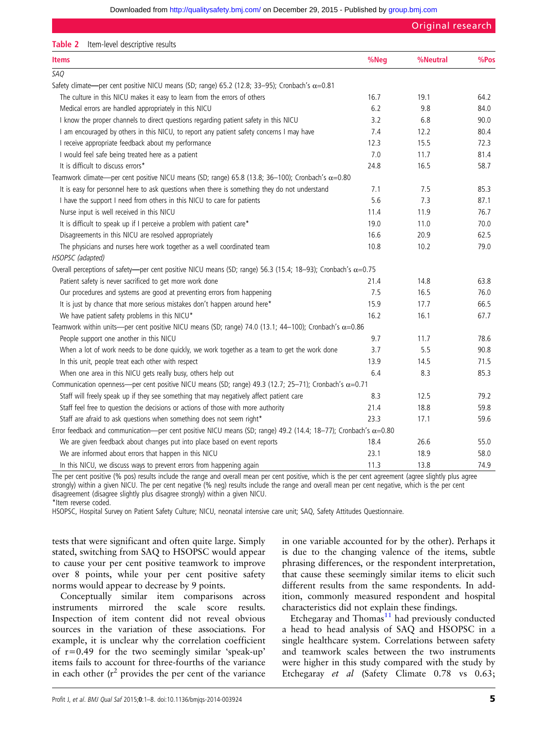**Table 2** Item-level descriptive results

| Items | %Neg | %Neutral | %Pos |
|---|---|---|---|
| *SAQ* | | | |
| Safety climate—per cent positive NICU means (SD; range) 65.2 (12.8; 33–95); Cronbach's α=0.81 | | | |
| The culture in this NICU makes it easy to learn from the errors of others | 16.7 | 19.1 | 64.2 |
| Medical errors are handled appropriately in this NICU | 6.2 | 9.8 | 84.0 |
| I know the proper channels to direct questions regarding patient safety in this NICU | 3.2 | 6.8 | 90.0 |
| I am encouraged by others in this NICU, to report any patient safety concerns I may have | 7.4 | 12.2 | 80.4 |
| I receive appropriate feedback about my performance | 12.3 | 15.5 | 72.3 |
| I would feel safe being treated here as a patient | 7.0 | 11.7 | 81.4 |
| It is difficult to discuss errors* | 24.8 | 16.5 | 58.7 |
| Teamwork climate—per cent positive NICU means (SD; range) 65.8 (13.8; 36–100); Cronbach's α=0.80 | | | |
| It is easy for personnel here to ask questions when there is something they do not understand | 7.1 | 7.5 | 85.3 |
| I have the support I need from others in this NICU to care for patients | 5.6 | 7.3 | 87.1 |
| Nurse input is well received in this NICU | 11.4 | 11.9 | 76.7 |
| It is difficult to speak up if I perceive a problem with patient care* | 19.0 | 11.0 | 70.0 |
| Disagreements in this NICU are resolved appropriately | 16.6 | 20.9 | 62.5 |
| The physicians and nurses here work together as a well coordinated team | 10.8 | 10.2 | 79.0 |
| *HSOPSC (adapted)* | | | |
| Overall perceptions of safety—per cent positive NICU means (SD; range) 56.3 (15.4; 18–93); Cronbach's α=0.75 | | | |
| Patient safety is never sacrificed to get more work done | 21.4 | 14.8 | 63.8 |
| Our procedures and systems are good at preventing errors from happening | 7.5 | 16.5 | 76.0 |
| It is just by chance that more serious mistakes don't happen around here* | 15.9 | 17.7 | 66.5 |
| We have patient safety problems in this NICU* | 16.2 | 16.1 | 67.7 |
| Teamwork within units—per cent positive NICU means (SD; range) 74.0 (13.1; 44–100); Cronbach's α=0.86 | | | |
| People support one another in this NICU | 9.7 | 11.7 | 78.6 |
| When a lot of work needs to be done quickly, we work together as a team to get the work done | 3.7 | 5.5 | 90.8 |
| In this unit, people treat each other with respect | 13.9 | 14.5 | 71.5 |
| When one area in this NICU gets really busy, others help out | 6.4 | 8.3 | 85.3 |
| Communication openness—per cent positive NICU means (SD; range) 49.3 (12.7; 25–71); Cronbach's α=0.71 | | | |
| Staff will freely speak up if they see something that may negatively affect patient care | 8.3 | 12.5 | 79.2 |
| Staff feel free to question the decisions or actions of those with more authority | 21.4 | 18.8 | 59.8 |
| Staff are afraid to ask questions when something does not seem right* | 23.3 | 17.1 | 59.6 |
| Error feedback and communication—per cent positive NICU means (SD; range) 49.2 (14.4; 18–77); Cronbach's α=0.80 | | | |
| We are given feedback about changes put into place based on event reports | 18.4 | 26.6 | 55.0 |
| We are informed about errors that happen in this NICU | 23.1 | 18.9 | 58.0 |
| In this NICU, we discuss ways to prevent errors from happening again | 11.3 | 13.8 | 74.9 |

The per cent positive (% pos) results include the range and overall mean per cent positive, which is the per cent agreement (agree slightly plus agree strongly) within a given NICU. The per cent negative (% neg) results include the range and overall mean per cent negative, which is the per cent disagreement (disagree slightly plus disagree strongly) within a given NICU.
*Item reverse coded.
HSOPSC, Hospital Survey on Patient Safety Culture; NICU, neonatal intensive care unit; SAQ, Safety Attitudes Questionnaire.

tests that were significant and often quite large. Simply stated, switching from SAQ to HSOPSC would appear to cause your per cent positive teamwork to improve over 8 points, while your per cent positive safety norms would appear to decrease by 9 points.

Conceptually similar item comparisons across instruments mirrored the scale score results. Inspection of item content did not reveal obvious sources in the variation of these associations. For example, it is unclear why the correlation coefficient of r=0.49 for the two seemingly similar 'speak-up' items fails to account for three-fourths of the variance in each other ($r^2$ provides the per cent of the variance in one variable accounted for by the other). Perhaps it is due to the changing valence of the items, subtle phrasing differences, or the respondent interpretation, that cause these seemingly similar items to elicit such different results from the same respondents. In addition, commonly measured respondent and hospital characteristics did not explain these findings.

Etchegaray and Thomas[11] had previously conducted a head to head analysis of SAQ and HSOPSC in a single healthcare system. Correlations between safety and teamwork scales between the two instruments were higher in this study compared with the study by Etchegaray *et al* (Safety Climate 0.78 vs 0.63;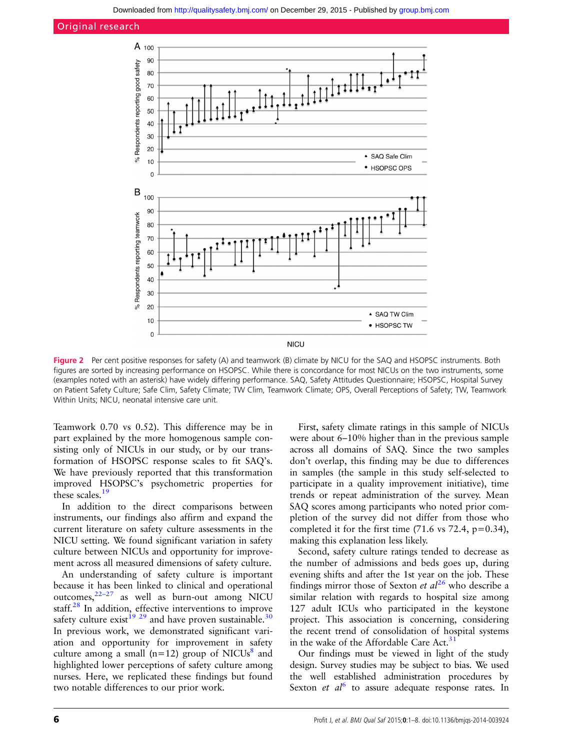**Figure 2** Per cent positive responses for safety (A) and teamwork (B) climate by NICU for the SAQ and HSOPSC instruments. Both figures are sorted by increasing performance on HSOPSC. While there is concordance for most NICUs on the two instruments, some (examples noted with an asterisk) have widely differing performance. SAQ, Safety Attitudes Questionnaire; HSOPSC, Hospital Survey on Patient Safety Culture; Safe Clim, Safety Climate; TW Clim, Teamwork Climate; OPS, Overall Perceptions of Safety; TW, Teamwork Within Units; NICU, neonatal intensive care unit.

Teamwork 0.70 vs 0.52). This difference may be in part explained by the more homogenous sample consisting only of NICUs in our study, or by our transformation of HSOPSC response scales to fit SAQ's. We have previously reported that this transformation improved HSOPSC's psychometric properties for these scales.[19]

In addition to the direct comparisons between instruments, our findings also affirm and expand the current literature on safety culture assessments in the NICU setting. We found significant variation in safety culture between NICUs and opportunity for improvement across all measured dimensions of safety culture.

An understanding of safety culture is important because it has been linked to clinical and operational outcomes,[22–27] as well as burn-out among NICU staff.[28] In addition, effective interventions to improve safety culture exist[19 29] and have proven sustainable.[30] In previous work, we demonstrated significant variation and opportunity for improvement in safety culture among a small (n=12) group of NICUs[8] and highlighted lower perceptions of safety culture among nurses. Here, we replicated these findings but found two notable differences to our prior work.

First, safety climate ratings in this sample of NICUs were about 6–10% higher than in the previous sample across all domains of SAQ. Since the two samples don't overlap, this finding may be due to differences in samples (the sample in this study self-selected to participate in a quality improvement initiative), time trends or repeat administration of the survey. Mean SAQ scores among participants who noted prior completion of the survey did not differ from those who completed it for the first time (71.6 vs 72.4, p=0.34), making this explanation less likely.

Second, safety culture ratings tended to decrease as the number of admissions and beds goes up, during evening shifts and after the 1st year on the job. These findings mirror those of Sexton *et al*[26] who describe a similar relation with regards to hospital size among 127 adult ICUs who participated in the keystone project. This association is concerning, considering the recent trend of consolidation of hospital systems in the wake of the Affordable Care Act.[31]

Our findings must be viewed in light of the study design. Survey studies may be subject to bias. We used the well established administration procedures by Sexton *et al*[6] to assure adequate response rates. In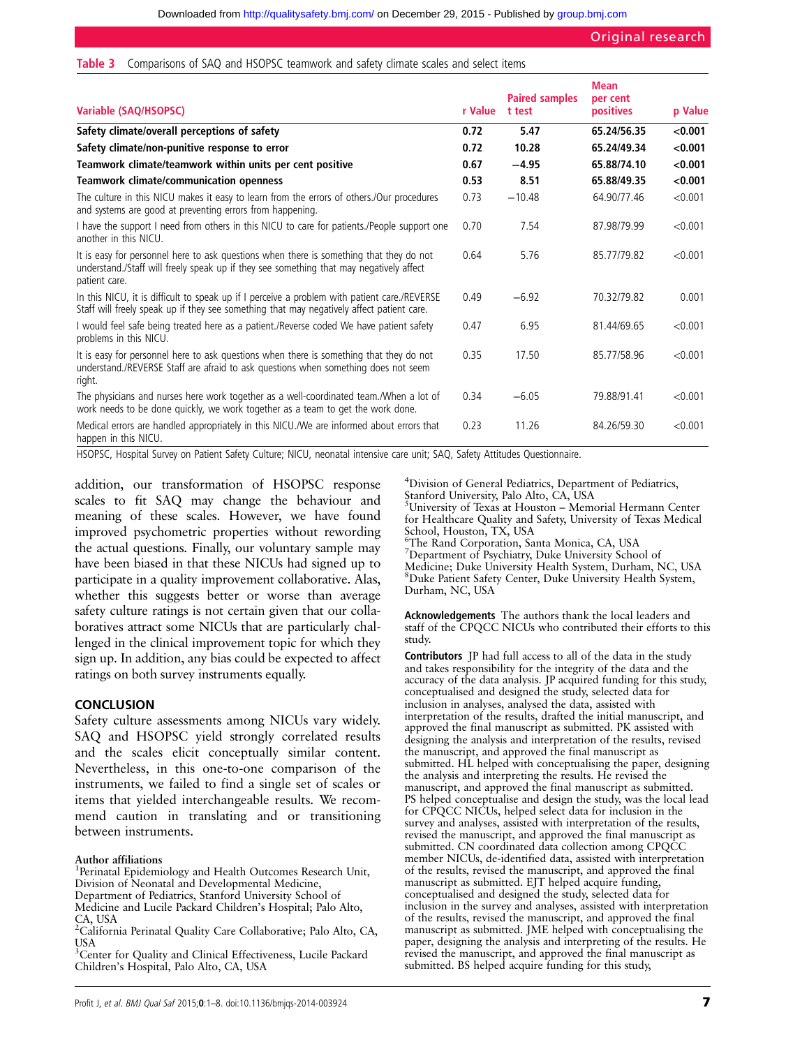**Table 3** Comparisons of SAQ and HSOPSC teamwork and safety climate scales and select items

| Variable (SAQ/HSOPSC) | r Value | Paired samples t test | Mean per cent positives | p Value |
|---|---|---|---|---|
| **Safety climate/overall perceptions of safety** | **0.72** | **5.47** | **65.24/56.35** | **<0.001** |
| **Safety climate/non-punitive response to error** | **0.72** | **10.28** | **65.24/49.34** | **<0.001** |
| **Teamwork climate/teamwork within units per cent positive** | **0.67** | **−4.95** | **65.88/74.10** | **<0.001** |
| **Teamwork climate/communication openness** | **0.53** | **8.51** | **65.88/49.35** | **<0.001** |
| The culture in this NICU makes it easy to learn from the errors of others./Our procedures and systems are good at preventing errors from happening. | 0.73 | −10.48 | 64.90/77.46 | <0.001 |
| I have the support I need from others in this NICU to care for patients./People support one another in this NICU. | 0.70 | 7.54 | 87.98/79.99 | <0.001 |
| It is easy for personnel here to ask questions when there is something that they do not understand./Staff will freely speak up if they see something that may negatively affect patient care. | 0.64 | 5.76 | 85.77/79.82 | <0.001 |
| In this NICU, it is difficult to speak up if I perceive a problem with patient care./REVERSE Staff will freely speak up if they see something that may negatively affect patient care. | 0.49 | −6.92 | 70.32/79.82 | 0.001 |
| I would feel safe being treated here as a patient./Reverse coded We have patient safety problems in this NICU. | 0.47 | 6.95 | 81.44/69.65 | <0.001 |
| It is easy for personnel here to ask questions when there is something that they do not understand./REVERSE Staff are afraid to ask questions when something does not seem right. | 0.35 | 17.50 | 85.77/58.96 | <0.001 |
| The physicians and nurses here work together as a well-coordinated team./When a lot of work needs to be done quickly, we work together as a team to get the work done. | 0.34 | −6.05 | 79.88/91.41 | <0.001 |
| Medical errors are handled appropriately in this NICU./We are informed about errors that happen in this NICU. | 0.23 | 11.26 | 84.26/59.30 | <0.001 |

HSOPSC, Hospital Survey on Patient Safety Culture; NICU, neonatal intensive care unit; SAQ, Safety Attitudes Questionnaire.

addition, our transformation of HSOPSC response scales to fit SAQ may change the behaviour and meaning of these scales. However, we have found improved psychometric properties without rewording the actual questions. Finally, our voluntary sample may have been biased in that these NICUs had signed up to participate in a quality improvement collaborative. Alas, whether this suggests better or worse than average safety culture ratings is not certain given that our collaboratives attract some NICUs that are particularly challenged in the clinical improvement topic for which they sign up. In addition, any bias could be expected to affect ratings on both survey instruments equally.

## CONCLUSION

Safety culture assessments among NICUs vary widely. SAQ and HSOPSC yield strongly correlated results and the scales elicit conceptually similar content. Nevertheless, in this one-to-one comparison of the instruments, we failed to find a single set of scales or items that yielded interchangeable results. We recommend caution in translating and or transitioning between instruments.

**Author affiliations**

[1]Perinatal Epidemiology and Health Outcomes Research Unit, Division of Neonatal and Developmental Medicine, Department of Pediatrics, Stanford University School of Medicine and Lucile Packard Children's Hospital; Palo Alto, CA, USA
[2]California Perinatal Quality Care Collaborative; Palo Alto, CA, USA
[3]Center for Quality and Clinical Effectiveness, Lucile Packard Children's Hospital, Palo Alto, CA, USA
[4]Division of General Pediatrics, Department of Pediatrics, Stanford University, Palo Alto, CA, USA
[5]University of Texas at Houston – Memorial Hermann Center for Healthcare Quality and Safety, University of Texas Medical School, Houston, TX, USA
[6]The Rand Corporation, Santa Monica, CA, USA
[7]Department of Psychiatry, Duke University School of Medicine; Duke University Health System, Durham, NC, USA
[8]Duke Patient Safety Center, Duke University Health System, Durham, NC, USA

**Acknowledgements** The authors thank the local leaders and staff of the CPQCC NICUs who contributed their efforts to this study.

**Contributors** JP had full access to all of the data in the study and takes responsibility for the integrity of the data and the accuracy of the data analysis. JP acquired funding for this study, conceptualised and designed the study, selected data for inclusion in analyses, analysed the data, assisted with interpretation of the results, drafted the initial manuscript, and approved the final manuscript as submitted. PK assisted with designing the analysis and interpretation of the results, revised the manuscript, and approved the final manuscript as submitted. HL helped with conceptualising the paper, designing the analysis and interpreting the results. He revised the manuscript, and approved the final manuscript as submitted. PS helped conceptualise and design the study, was the local lead for CPQCC NICUs, helped select data for inclusion in the survey and analyses, assisted with interpretation of the results, revised the manuscript, and approved the final manuscript as submitted. CN coordinated data collection among CPQCC member NICUs, de-identified data, assisted with interpretation of the results, revised the manuscript, and approved the final manuscript as submitted. EJT helped acquire funding, conceptualised and designed the study, selected data for inclusion in the survey and analyses, assisted with interpretation of the results, revised the manuscript, and approved the final manuscript as submitted. JME helped with conceptualising the paper, designing the analysis and interpreting of the results. He revised the manuscript, and approved the final manuscript as submitted. BS helped acquire funding for this study,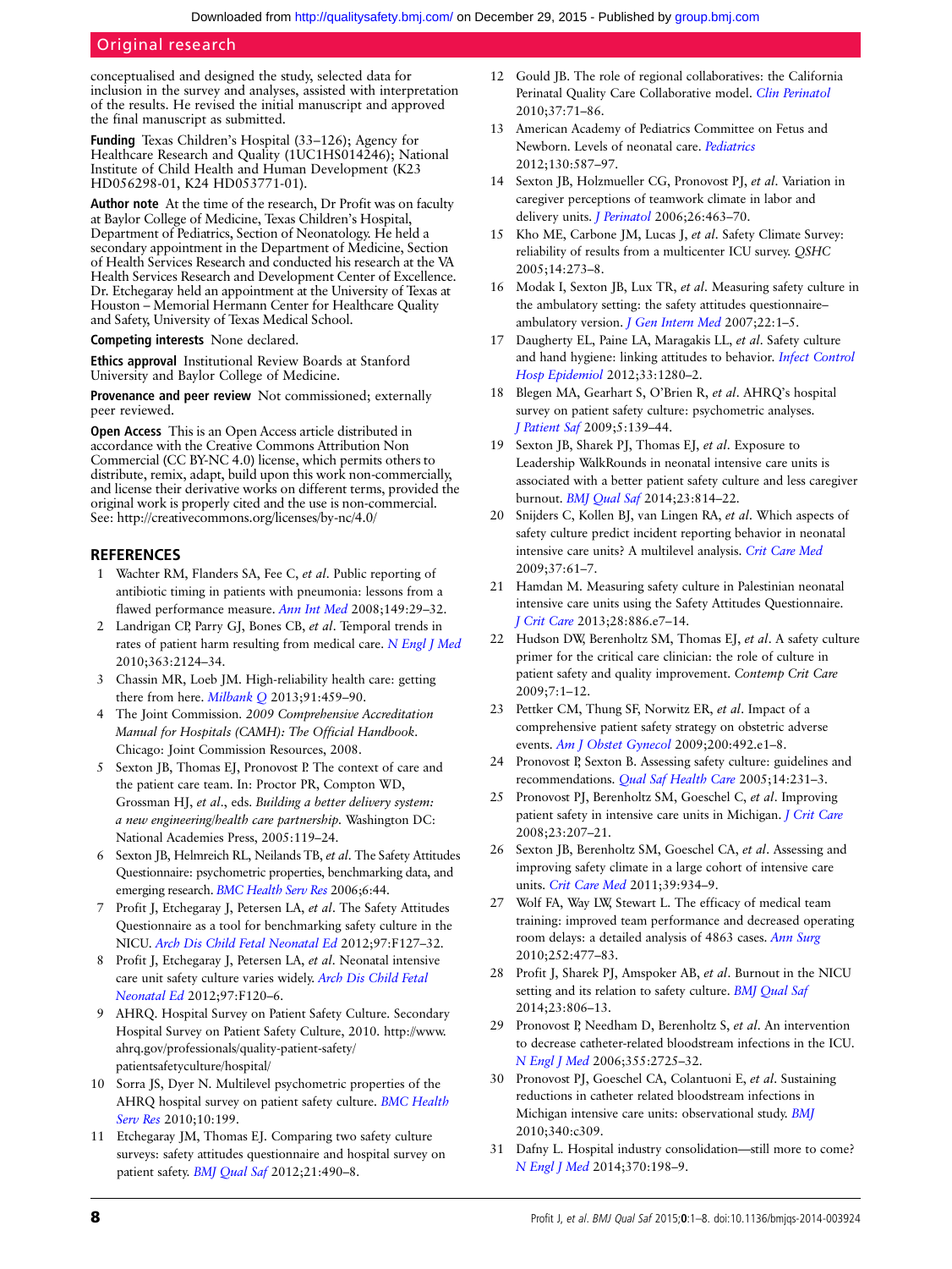conceptualised and designed the study, selected data for inclusion in the survey and analyses, assisted with interpretation of the results. He revised the initial manuscript and approved the final manuscript as submitted.

**Funding** Texas Children's Hospital (33–126); Agency for Healthcare Research and Quality (1UC1HS014246); National Institute of Child Health and Human Development (K23 HD056298-01, K24 HD053771-01).

**Author note** At the time of the research, Dr Profit was on faculty at Baylor College of Medicine, Texas Children's Hospital, Department of Pediatrics, Section of Neonatology. He held a secondary appointment in the Department of Medicine, Section of Health Services Research and conducted his research at the VA Health Services Research and Development Center of Excellence. Dr. Etchegaray held an appointment at the University of Texas at Houston – Memorial Hermann Center for Healthcare Quality and Safety, University of Texas Medical School.

**Competing interests** None declared.

**Ethics approval** Institutional Review Boards at Stanford University and Baylor College of Medicine.

**Provenance and peer review** Not commissioned; externally peer reviewed.

**Open Access** This is an Open Access article distributed in accordance with the Creative Commons Attribution Non Commercial (CC BY-NC 4.0) license, which permits others to distribute, remix, adapt, build upon this work non-commercially, and license their derivative works on different terms, provided the original work is properly cited and the use is non-commercial. See: http://creativecommons.org/licenses/by-nc/4.0/

## REFERENCES

1. Wachter RM, Flanders SA, Fee C, *et al*. Public reporting of antibiotic timing in patients with pneumonia: lessons from a flawed performance measure. *Ann Int Med* 2008;149:29–32.
2. Landrigan CP, Parry GJ, Bones CB, *et al*. Temporal trends in rates of patient harm resulting from medical care. *N Engl J Med* 2010;363:2124–34.
3. Chassin MR, Loeb JM. High-reliability health care: getting there from here. *Milbank Q* 2013;91:459–90.
4. The Joint Commission. *2009 Comprehensive Accreditation Manual for Hospitals (CAMH): The Official Handbook*. Chicago: Joint Commission Resources, 2008.
5. Sexton JB, Thomas EJ, Pronovost P. The context of care and the patient care team. In: Proctor PR, Compton WD, Grossman HJ, *et al*., eds. *Building a better delivery system: a new engineering/health care partnership*. Washington DC: National Academies Press, 2005:119–24.
6. Sexton JB, Helmreich RL, Neilands TB, *et al*. The Safety Attitudes Questionnaire: psychometric properties, benchmarking data, and emerging research. *BMC Health Serv Res* 2006;6:44.
7. Profit J, Etchegaray J, Petersen LA, *et al*. The Safety Attitudes Questionnaire as a tool for benchmarking safety culture in the NICU. *Arch Dis Child Fetal Neonatal Ed* 2012;97:F127–32.
8. Profit J, Etchegaray J, Petersen LA, *et al*. Neonatal intensive care unit safety culture varies widely. *Arch Dis Child Fetal Neonatal Ed* 2012;97:F120–6.
9. AHRQ. Hospital Survey on Patient Safety Culture. Secondary Hospital Survey on Patient Safety Culture, 2010. http://www.ahrq.gov/professionals/quality-patient-safety/patientsafetyculture/hospital/
10. Sorra JS, Dyer N. Multilevel psychometric properties of the AHRQ hospital survey on patient safety culture. *BMC Health Serv Res* 2010;10:199.
11. Etchegaray JM, Thomas EJ. Comparing two safety culture surveys: safety attitudes questionnaire and hospital survey on patient safety. *BMJ Qual Saf* 2012;21:490–8.
12. Gould JB. The role of regional collaboratives: the California Perinatal Quality Care Collaborative model. *Clin Perinatol* 2010;37:71–86.
13. American Academy of Pediatrics Committee on Fetus and Newborn. Levels of neonatal care. *Pediatrics* 2012;130:587–97.
14. Sexton JB, Holzmueller CG, Pronovost PJ, *et al*. Variation in caregiver perceptions of teamwork climate in labor and delivery units. *J Perinatol* 2006;26:463–70.
15. Kho ME, Carbone JM, Lucas J, *et al*. Safety Climate Survey: reliability of results from a multicenter ICU survey. *QSHC* 2005;14:273–8.
16. Modak I, Sexton JB, Lux TR, *et al*. Measuring safety culture in the ambulatory setting: the safety attitudes questionnaire–ambulatory version. *J Gen Intern Med* 2007;22:1–5.
17. Daugherty EL, Paine LA, Maragakis LL, *et al*. Safety culture and hand hygiene: linking attitudes to behavior. *Infect Control Hosp Epidemiol* 2012;33:1280–2.
18. Blegen MA, Gearhart S, O'Brien R, *et al*. AHRQ's hospital survey on patient safety culture: psychometric analyses. *J Patient Saf* 2009;5:139–44.
19. Sexton JB, Sharek PJ, Thomas EJ, *et al*. Exposure to Leadership WalkRounds in neonatal intensive care units is associated with a better patient safety culture and less caregiver burnout. *BMJ Qual Saf* 2014;23:814–22.
20. Snijders C, Kollen BJ, van Lingen RA, *et al*. Which aspects of safety culture predict incident reporting behavior in neonatal intensive care units? A multilevel analysis. *Crit Care Med* 2009;37:61–7.
21. Hamdan M. Measuring safety culture in Palestinian neonatal intensive care units using the Safety Attitudes Questionnaire. *J Crit Care* 2013;28:886.e7–14.
22. Hudson DW, Berenholtz SM, Thomas EJ, *et al*. A safety culture primer for the critical care clinician: the role of culture in patient safety and quality improvement. *Contemp Crit Care* 2009;7:1–12.
23. Pettker CM, Thung SF, Norwitz ER, *et al*. Impact of a comprehensive patient safety strategy on obstetric adverse events. *Am J Obstet Gynecol* 2009;200:492.e1–8.
24. Pronovost P, Sexton B. Assessing safety culture: guidelines and recommendations. *Qual Saf Health Care* 2005;14:231–3.
25. Pronovost PJ, Berenholtz SM, Goeschel C, *et al*. Improving patient safety in intensive care units in Michigan. *J Crit Care* 2008;23:207–21.
26. Sexton JB, Berenholtz SM, Goeschel CA, *et al*. Assessing and improving safety climate in a large cohort of intensive care units. *Crit Care Med* 2011;39:934–9.
27. Wolf FA, Way LW, Stewart L. The efficacy of medical team training: improved team performance and decreased operating room delays: a detailed analysis of 4863 cases. *Ann Surg* 2010;252:477–83.
28. Profit J, Sharek PJ, Amspoker AB, *et al*. Burnout in the NICU setting and its relation to safety culture. *BMJ Qual Saf* 2014;23:806–13.
29. Pronovost P, Needham D, Berenholtz S, *et al*. An intervention to decrease catheter-related bloodstream infections in the ICU. *N Engl J Med* 2006;355:2725–32.
30. Pronovost PJ, Goeschel CA, Colantuoni E, *et al*. Sustaining reductions in catheter related bloodstream infections in Michigan intensive care units: observational study. *BMJ* 2010;340:c309.
31. Dafny L. Hospital industry consolidation—still more to come? *N Engl J Med* 2014;370:198–9.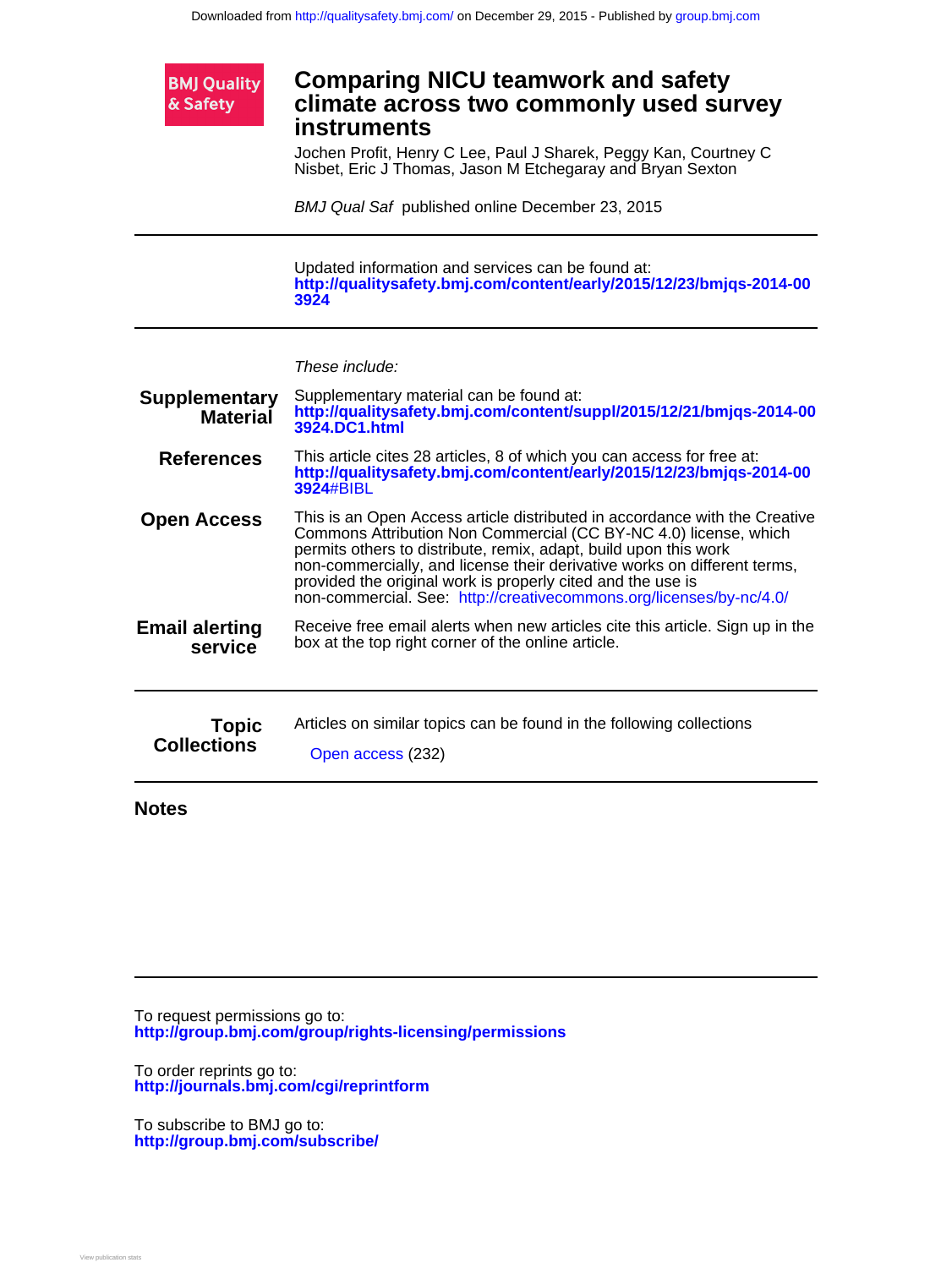# Comparing NICU teamwork and safety climate across two commonly used survey instruments

Jochen Profit, Henry C Lee, Paul J Sharek, Peggy Kan, Courtney C Nisbet, Eric J Thomas, Jason M Etchegaray and Bryan Sexton

*BMJ Qual Saf* published online December 23, 2015

Updated information and services can be found at:
**http://qualitysafety.bmj.com/content/early/2015/12/23/bmjqs-2014-003924**

*These include:*

**Supplementary Material**

Supplementary material can be found at:
**http://qualitysafety.bmj.com/content/suppl/2015/12/21/bmjqs-2014-003924.DC1.html**

**References**

This article cites 28 articles, 8 of which you can access for free at:
**http://qualitysafety.bmj.com/content/early/2015/12/23/bmjqs-2014-003924**#BIBL

**Open Access**

This is an Open Access article distributed in accordance with the Creative Commons Attribution Non Commercial (CC BY-NC 4.0) license, which permits others to distribute, remix, adapt, build upon this work non-commercially, and license their derivative works on different terms, provided the original work is properly cited and the use is non-commercial. See: http://creativecommons.org/licenses/by-nc/4.0/

**Email alerting service**

Receive free email alerts when new articles cite this article. Sign up in the box at the top right corner of the online article.

**Topic Collections**

Articles on similar topics can be found in the following collections

Open access (232)

## Notes

To request permissions go to:
**http://group.bmj.com/group/rights-licensing/permissions**

To order reprints go to:
**http://journals.bmj.com/cgi/reprintform**

To subscribe to BMJ go to:
**http://group.bmj.com/subscribe/**